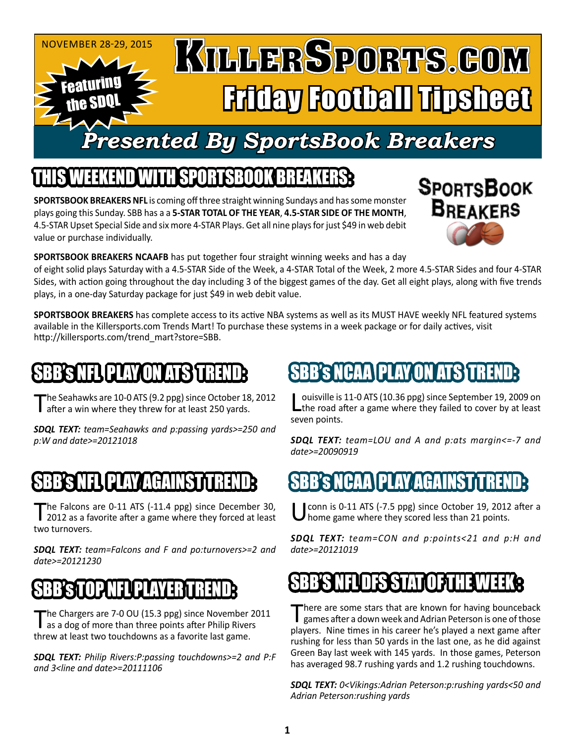NOVEMBER 28-29, 2015

Featuring the SDQL

# KillerSports.com Friday Football Tipsheet

## Presented By SportsBook Breakers

## THIS WEEKEND WITH SPORTSBOOK BREAKERS:

**SPORTSBOOK BREAKERS NFL** is coming off three straight winning Sundays and has some monster plays going this Sunday. SBB has a a **5-STAR TOTAL OF THE YEAR**, **4.5-STAR SIDE OF THE MONTH**, 4.5-STAR Upset Special Side and six more 4-STAR Plays. Get all nine plays for just $49 in web debit value or purchase individually.

**SPORTSBOOK BREAKERS NCAAFB** has put together four straight winning weeks and has a day of eight solid plays Saturday with a 4.5-STAR Side of the Week, a 4-STAR Total of the Week, 2 more 4.5-STAR Sides and four 4-STAR Sides, with action going throughout the day including 3 of the biggest games of the day. Get all eight plays, along with five trends plays, in a one-day Saturday package for just $49 in web debit value.

**SPORTSBOOK BREAKERS** has complete access to its active NBA systems as well as its MUST HAVE weekly NFL featured systems available in the Killersports.com Trends Mart! To purchase these systems in a week package or for daily actives, visit http://killersports.com/trend_mart?store=SBB.

## SBB's NFL PLAY ON ATS TREND:

The Seahawks are 10-0 ATS (9.2 ppg) since October 18, 2012 after a win where they threw for at least 250 yards.

***SDQL TEXT:*** *team=Seahawks and p:passing yards>=250 and p:W and date>=20121018*

## SBB's NFL PLAY AGAINST TREND:

The Falcons are 0-11 ATS (-11.4 ppg) since December 30, 2012 as a favorite after a game where they forced at least two turnovers.

***SDQL TEXT:*** *team=Falcons and F and po:turnovers>=2 and date>=20121230*

## SBB's TOP NFL PLAYER TREND:

The Chargers are 7-0 OU (15.3 ppg) since November 2011 as a dog of more than three points after Philip Rivers threw at least two touchdowns as a favorite last game.

***SDQL TEXT:*** *Philip Rivers:P:passing touchdowns>=2 and P:F and 3<line and date>=20111106*

## SBB's NCAA PLAY ON ATS TREND:

Louisville is 11-0 ATS (10.36 ppg) since September 19, 2009 on the road after a game where they failed to cover by at least seven points.

***SDQL TEXT:*** *team=LOU and A and p:ats margin<=-7 and date>=20090919*

## SBB's NCAA PLAY AGAINST TREND:

Uconn is 0-11 ATS (-7.5 ppg) since October 19, 2012 after a home game where they scored less than 21 points.

***SDQL TEXT:*** *team=CON and p:points<21 and p:H and date>=20121019*

## SBB'S NFL DFS STAT OF THE WEEK:

There are some stars that are known for having bounceback games after a down week and Adrian Peterson is one of those players. Nine times in his career he's played a next game after rushing for less than 50 yards in the last one, as he did against Green Bay last week with 145 yards. In those games, Peterson has averaged 98.7 rushing yards and 1.2 rushing touchdowns.

***SDQL TEXT:*** *0<Vikings:Adrian Peterson:p:rushing yards<50 and Adrian Peterson:rushing yards*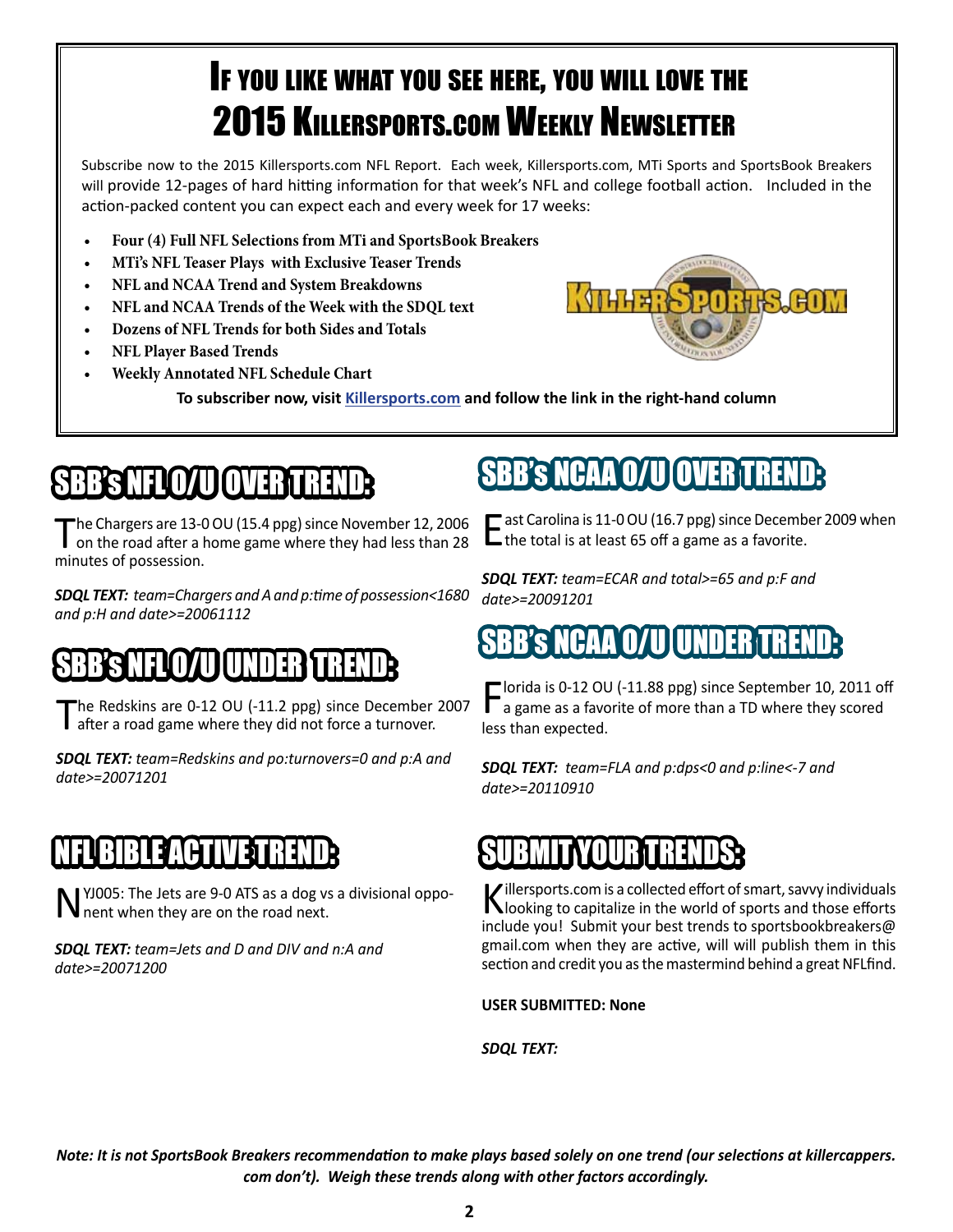# If you like what you see here, you will love the 2015 Killersports.com Weekly Newsletter

Subscribe now to the 2015 Killersports.com NFL Report. Each week, Killersports.com, MTi Sports and SportsBook Breakers will provide 12-pages of hard hitting information for that week's NFL and college football action. Included in the action-packed content you can expect each and every week for 17 weeks:

- **Four (4) Full NFL Selections from MTi and SportsBook Breakers**
- **MTi's NFL Teaser Plays with Exclusive Teaser Trends**
- **NFL and NCAA Trend and System Breakdowns**
- **NFL and NCAA Trends of the Week with the SDQL text**
- **Dozens of NFL Trends for both Sides and Totals**
- **NFL Player Based Trends**
- **Weekly Annotated NFL Schedule Chart**

**To subscriber now, visit [Killersports.com](Killersports.com) and follow the link in the right-hand column**

## SBB's NFL O/U OVER TREND:

The Chargers are 13-0 OU (15.4 ppg) since November 12, 2006 on the road after a home game where they had less than 28 minutes of possession.

***SDQL TEXT:*** *team=Chargers and A and p:time of possession<1680 and p:H and date>=20061112*

## SBB's NFL O/U UNDER TREND:

The Redskins are 0-12 OU (-11.2 ppg) since December 2007 after a road game where they did not force a turnover.

***SDQL TEXT:*** *team=Redskins and po:turnovers=0 and p:A and date>=20071201*

## NFL BIBLE ACTIVE TREND:

NYJ005: The Jets are 9-0 ATS as a dog vs a divisional opponent when they are on the road next.

***SDQL TEXT:*** *team=Jets and D and DIV and n:A and date>=20071200*

## SBB's NCAA O/U OVER TREND:

East Carolina is 11-0 OU (16.7 ppg) since December 2009 when the total is at least 65 off a game as a favorite.

***SDQL TEXT:*** *team=ECAR and total>=65 and p:F and date>=20091201*

## SBB's NCAA O/U UNDER TREND:

Florida is 0-12 OU (-11.88 ppg) since September 10, 2011 off a game as a favorite of more than a TD where they scored less than expected.

***SDQL TEXT:*** *team=FLA and p:dps<0 and p:line<-7 and date>=20110910*

## SUBMIT YOUR TRENDS:

Killersports.com is a collected effort of smart, savvy individuals looking to capitalize in the world of sports and those efforts include you! Submit your best trends to sportsbookbreakers@gmail.com when they are active, will will publish them in this section and credit you as the mastermind behind a great NFLfind.

**USER SUBMITTED: None**

***SDQL TEXT:***

***Note: It is not SportsBook Breakers recommendation to make plays based solely on one trend (our selections at killercappers.com don't). Weigh these trends along with other factors accordingly.***